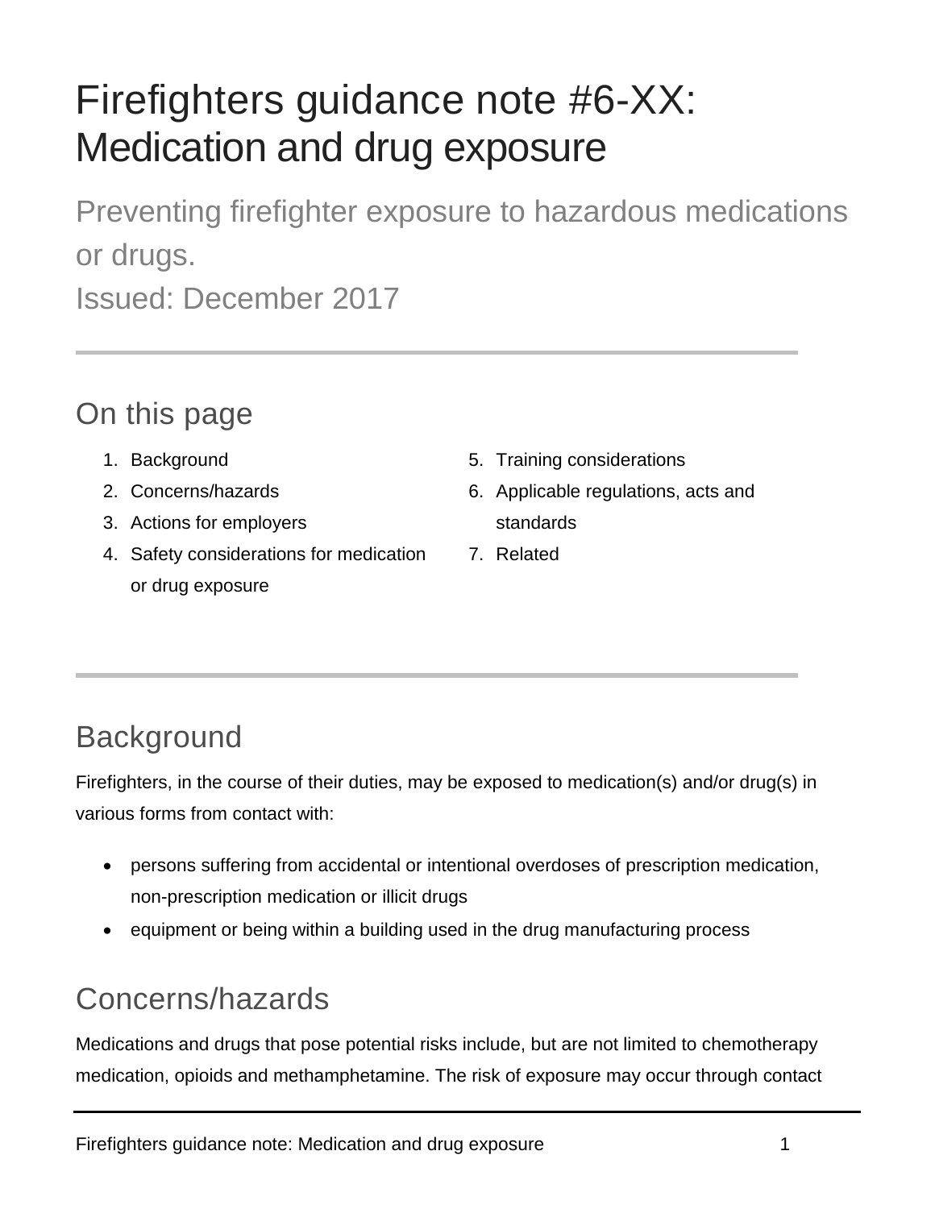# Firefighters guidance note #6-XX: Medication and drug exposure

Preventing firefighter exposure to hazardous medications or drugs.

Issued: December 2017

## On this page

1. Background
2. Concerns/hazards
3. Actions for employers
4. Safety considerations for medication or drug exposure
5. Training considerations
6. Applicable regulations, acts and standards
7. Related

## Background

Firefighters, in the course of their duties, may be exposed to medication(s) and/or drug(s) in various forms from contact with:

- persons suffering from accidental or intentional overdoses of prescription medication, non-prescription medication or illicit drugs
- equipment or being within a building used in the drug manufacturing process

## Concerns/hazards

Medications and drugs that pose potential risks include, but are not limited to chemotherapy medication, opioids and methamphetamine. The risk of exposure may occur through contact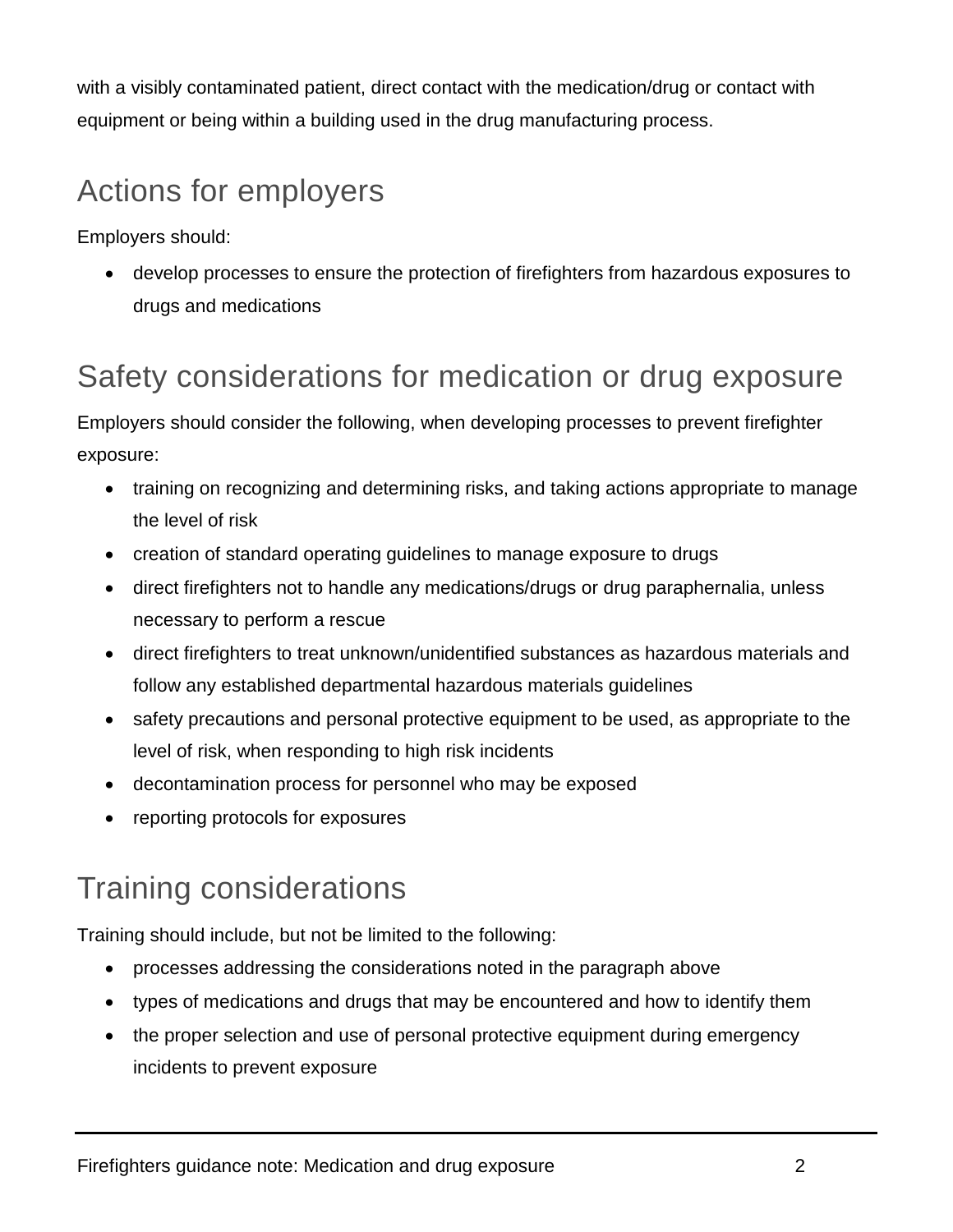with a visibly contaminated patient, direct contact with the medication/drug or contact with equipment or being within a building used in the drug manufacturing process.

## Actions for employers

Employers should:

- develop processes to ensure the protection of firefighters from hazardous exposures to drugs and medications

## Safety considerations for medication or drug exposure

Employers should consider the following, when developing processes to prevent firefighter exposure:

- training on recognizing and determining risks, and taking actions appropriate to manage the level of risk
- creation of standard operating guidelines to manage exposure to drugs
- direct firefighters not to handle any medications/drugs or drug paraphernalia, unless necessary to perform a rescue
- direct firefighters to treat unknown/unidentified substances as hazardous materials and follow any established departmental hazardous materials guidelines
- safety precautions and personal protective equipment to be used, as appropriate to the level of risk, when responding to high risk incidents
- decontamination process for personnel who may be exposed
- reporting protocols for exposures

## Training considerations

Training should include, but not be limited to the following:

- processes addressing the considerations noted in the paragraph above
- types of medications and drugs that may be encountered and how to identify them
- the proper selection and use of personal protective equipment during emergency incidents to prevent exposure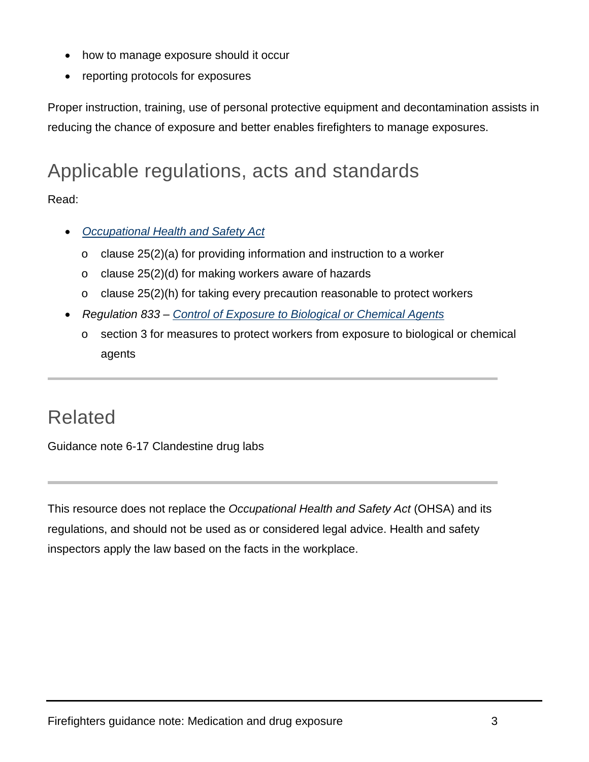- how to manage exposure should it occur
- reporting protocols for exposures

Proper instruction, training, use of personal protective equipment and decontamination assists in reducing the chance of exposure and better enables firefighters to manage exposures.

## Applicable regulations, acts and standards

Read:

- *[Occupational Health and Safety Act](#)*
  - clause 25(2)(a) for providing information and instruction to a worker
  - clause 25(2)(d) for making workers aware of hazards
  - clause 25(2)(h) for taking every precaution reasonable to protect workers
- *Regulation 833 – [Control of Exposure to Biological or Chemical Agents](#)*
  - section 3 for measures to protect workers from exposure to biological or chemical agents

---

## Related

Guidance note 6-17 Clandestine drug labs

---

This resource does not replace the *Occupational Health and Safety Act* (OHSA) and its regulations, and should not be used as or considered legal advice. Health and safety inspectors apply the law based on the facts in the workplace.